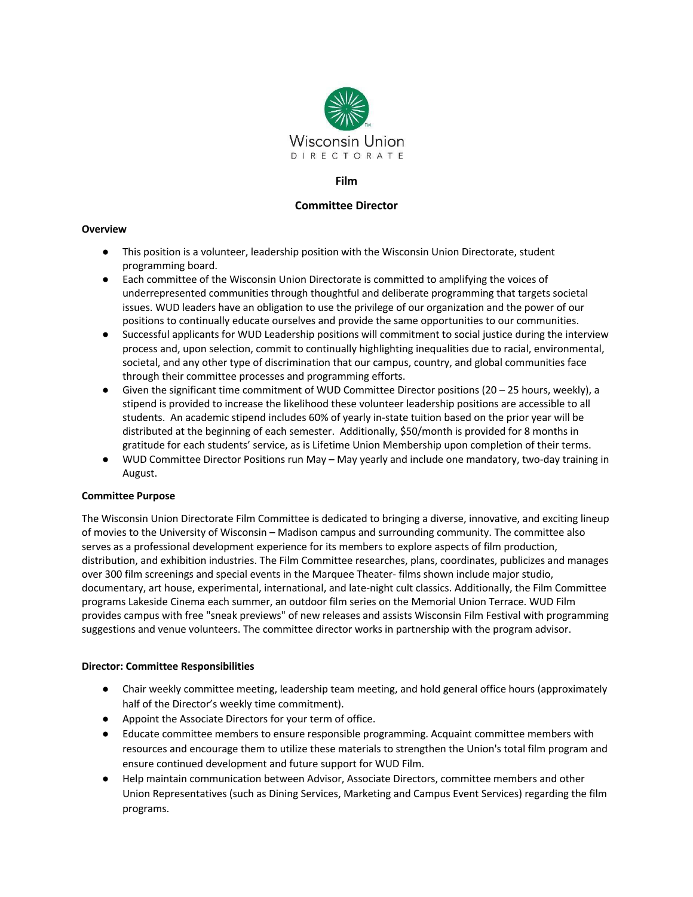Wisconsin Union
DIRECTORATE

**Film**

**Committee Director**

**Overview**

- This position is a volunteer, leadership position with the Wisconsin Union Directorate, student programming board.
- Each committee of the Wisconsin Union Directorate is committed to amplifying the voices of underrepresented communities through thoughtful and deliberate programming that targets societal issues. WUD leaders have an obligation to use the privilege of our organization and the power of our positions to continually educate ourselves and provide the same opportunities to our communities.
- Successful applicants for WUD Leadership positions will commitment to social justice during the interview process and, upon selection, commit to continually highlighting inequalities due to racial, environmental, societal, and any other type of discrimination that our campus, country, and global communities face through their committee processes and programming efforts.
- Given the significant time commitment of WUD Committee Director positions (20 – 25 hours, weekly), a stipend is provided to increase the likelihood these volunteer leadership positions are accessible to all students. An academic stipend includes 60% of yearly in-state tuition based on the prior year will be distributed at the beginning of each semester. Additionally, $50/month is provided for 8 months in gratitude for each students' service, as is Lifetime Union Membership upon completion of their terms.
- WUD Committee Director Positions run May – May yearly and include one mandatory, two-day training in August.

**Committee Purpose**

The Wisconsin Union Directorate Film Committee is dedicated to bringing a diverse, innovative, and exciting lineup of movies to the University of Wisconsin – Madison campus and surrounding community. The committee also serves as a professional development experience for its members to explore aspects of film production, distribution, and exhibition industries. The Film Committee researches, plans, coordinates, publicizes and manages over 300 film screenings and special events in the Marquee Theater- films shown include major studio, documentary, art house, experimental, international, and late-night cult classics. Additionally, the Film Committee programs Lakeside Cinema each summer, an outdoor film series on the Memorial Union Terrace. WUD Film provides campus with free "sneak previews" of new releases and assists Wisconsin Film Festival with programming suggestions and venue volunteers. The committee director works in partnership with the program advisor.

**Director: Committee Responsibilities**

- Chair weekly committee meeting, leadership team meeting, and hold general office hours (approximately half of the Director's weekly time commitment).
- Appoint the Associate Directors for your term of office.
- Educate committee members to ensure responsible programming. Acquaint committee members with resources and encourage them to utilize these materials to strengthen the Union's total film program and ensure continued development and future support for WUD Film.
- Help maintain communication between Advisor, Associate Directors, committee members and other Union Representatives (such as Dining Services, Marketing and Campus Event Services) regarding the film programs.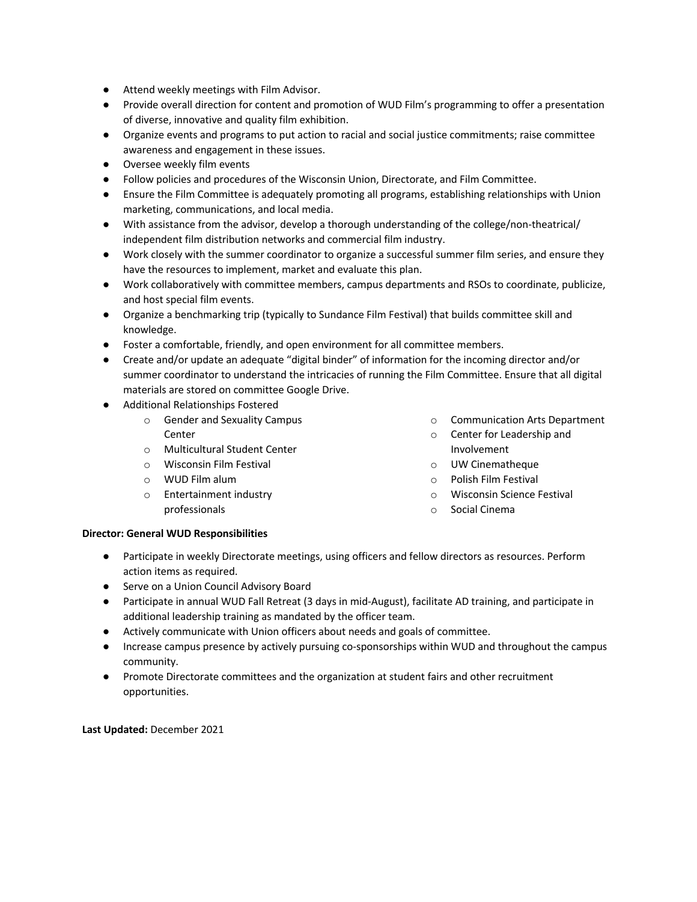- Attend weekly meetings with Film Advisor.
- Provide overall direction for content and promotion of WUD Film's programming to offer a presentation of diverse, innovative and quality film exhibition.
- Organize events and programs to put action to racial and social justice commitments; raise committee awareness and engagement in these issues.
- Oversee weekly film events
- Follow policies and procedures of the Wisconsin Union, Directorate, and Film Committee.
- Ensure the Film Committee is adequately promoting all programs, establishing relationships with Union marketing, communications, and local media.
- With assistance from the advisor, develop a thorough understanding of the college/non-theatrical/independent film distribution networks and commercial film industry.
- Work closely with the summer coordinator to organize a successful summer film series, and ensure they have the resources to implement, market and evaluate this plan.
- Work collaboratively with committee members, campus departments and RSOs to coordinate, publicize, and host special film events.
- Organize a benchmarking trip (typically to Sundance Film Festival) that builds committee skill and knowledge.
- Foster a comfortable, friendly, and open environment for all committee members.
- Create and/or update an adequate "digital binder" of information for the incoming director and/or summer coordinator to understand the intricacies of running the Film Committee. Ensure that all digital materials are stored on committee Google Drive.
- Additional Relationships Fostered
  - Gender and Sexuality Campus Center
  - Multicultural Student Center
  - Wisconsin Film Festival
  - WUD Film alum
  - Entertainment industry professionals
  - Communication Arts Department
  - Center for Leadership and Involvement
  - UW Cinematheque
  - Polish Film Festival
  - Wisconsin Science Festival
  - Social Cinema

**Director: General WUD Responsibilities**

- Participate in weekly Directorate meetings, using officers and fellow directors as resources. Perform action items as required.
- Serve on a Union Council Advisory Board
- Participate in annual WUD Fall Retreat (3 days in mid-August), facilitate AD training, and participate in additional leadership training as mandated by the officer team.
- Actively communicate with Union officers about needs and goals of committee.
- Increase campus presence by actively pursuing co-sponsorships within WUD and throughout the campus community.
- Promote Directorate committees and the organization at student fairs and other recruitment opportunities.

**Last Updated:** December 2021